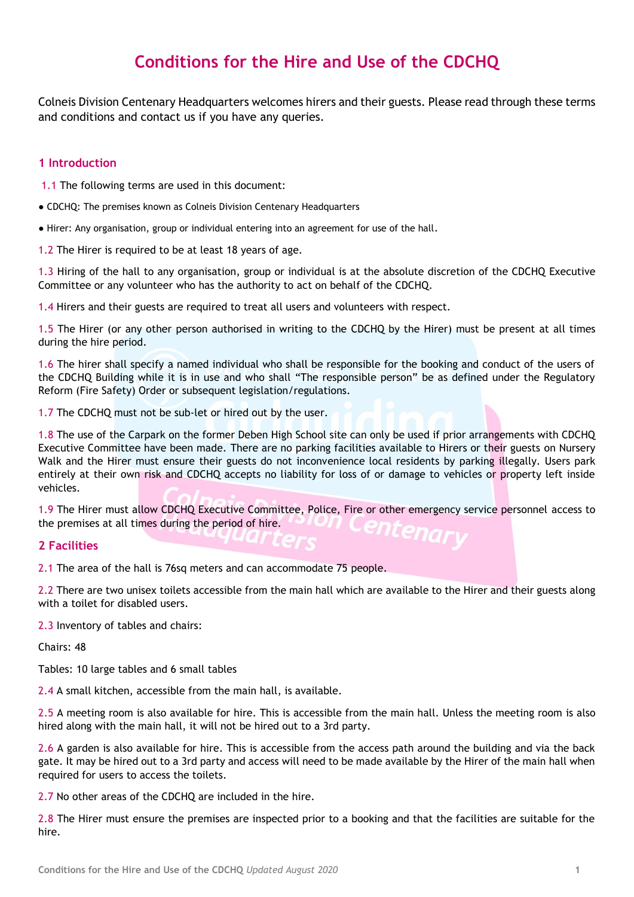# Conditions for the Hire and Use of the CDCHQ

Colneis Division Centenary Headquarters welcomes hirers and their guests. Please read through these terms and conditions and contact us if you have any queries.

## 1 Introduction

1.1 The following terms are used in this document:

- CDCHQ: The premises known as Colneis Division Centenary Headquarters
- Hirer: Any organisation, group or individual entering into an agreement for use of the hall.

1.2 The Hirer is required to be at least 18 years of age.

1.3 Hiring of the hall to any organisation, group or individual is at the absolute discretion of the CDCHQ Executive Committee or any volunteer who has the authority to act on behalf of the CDCHQ.

1.4 Hirers and their guests are required to treat all users and volunteers with respect.

1.5 The Hirer (or any other person authorised in writing to the CDCHQ by the Hirer) must be present at all times during the hire period.

1.6 The hirer shall specify a named individual who shall be responsible for the booking and conduct of the users of the CDCHQ Building while it is in use and who shall "The responsible person" be as defined under the Regulatory Reform (Fire Safety) Order or subsequent legislation/regulations.

1.7 The CDCHQ must not be sub-let or hired out by the user.

1.8 The use of the Carpark on the former Deben High School site can only be used if prior arrangements with CDCHQ Executive Committee have been made. There are no parking facilities available to Hirers or their guests on Nursery Walk and the Hirer must ensure their guests do not inconvenience local residents by parking illegally. Users park entirely at their own risk and CDCHQ accepts no liability for loss of or damage to vehicles or property left inside vehicles.

1.9 The Hirer must allow CDCHQ Executive Committee, Police, Fire or other emergency service personnel access to the premises at all times during the period of hire.

## 2 Facilities

2.1 The area of the hall is 76sq meters and can accommodate 75 people.

2.2 There are two unisex toilets accessible from the main hall which are available to the Hirer and their guests along with a toilet for disabled users.

2.3 Inventory of tables and chairs:

Chairs: 48

Tables: 10 large tables and 6 small tables

2.4 A small kitchen, accessible from the main hall, is available.

2.5 A meeting room is also available for hire. This is accessible from the main hall. Unless the meeting room is also hired along with the main hall, it will not be hired out to a 3rd party.

2.6 A garden is also available for hire. This is accessible from the access path around the building and via the back gate. It may be hired out to a 3rd party and access will need to be made available by the Hirer of the main hall when required for users to access the toilets.

2.7 No other areas of the CDCHQ are included in the hire.

2.8 The Hirer must ensure the premises are inspected prior to a booking and that the facilities are suitable for the hire.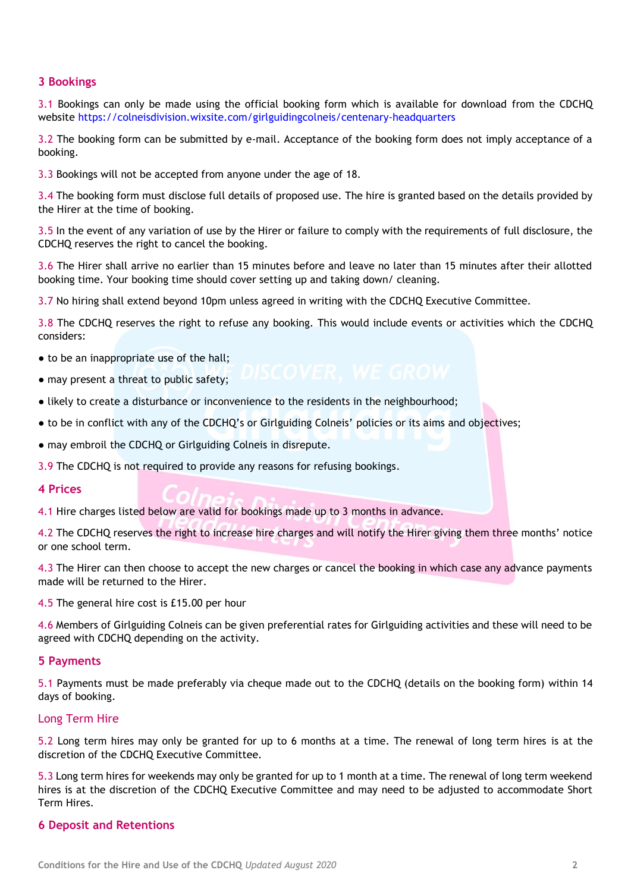## 3 Bookings

3.1 Bookings can only be made using the official booking form which is available for download from the CDCHQ website https://colneisdivision.wixsite.com/girlguidingcolneis/centenary-headquarters

3.2 The booking form can be submitted by e-mail. Acceptance of the booking form does not imply acceptance of a booking.

3.3 Bookings will not be accepted from anyone under the age of 18.

3.4 The booking form must disclose full details of proposed use. The hire is granted based on the details provided by the Hirer at the time of booking.

3.5 In the event of any variation of use by the Hirer or failure to comply with the requirements of full disclosure, the CDCHQ reserves the right to cancel the booking.

3.6 The Hirer shall arrive no earlier than 15 minutes before and leave no later than 15 minutes after their allotted booking time. Your booking time should cover setting up and taking down/ cleaning.

3.7 No hiring shall extend beyond 10pm unless agreed in writing with the CDCHQ Executive Committee.

3.8 The CDCHQ reserves the right to refuse any booking. This would include events or activities which the CDCHQ considers:

- to be an inappropriate use of the hall;
- may present a threat to public safety;
- likely to create a disturbance or inconvenience to the residents in the neighbourhood;
- to be in conflict with any of the CDCHQ's or Girlguiding Colneis' policies or its aims and objectives;
- may embroil the CDCHQ or Girlguiding Colneis in disrepute.

3.9 The CDCHQ is not required to provide any reasons for refusing bookings.

## 4 Prices

4.1 Hire charges listed below are valid for bookings made up to 3 months in advance.

4.2 The CDCHQ reserves the right to increase hire charges and will notify the Hirer giving them three months' notice or one school term.

4.3 The Hirer can then choose to accept the new charges or cancel the booking in which case any advance payments made will be returned to the Hirer.

4.5 The general hire cost is £15.00 per hour

4.6 Members of Girlguiding Colneis can be given preferential rates for Girlguiding activities and these will need to be agreed with CDCHQ depending on the activity.

## 5 Payments

5.1 Payments must be made preferably via cheque made out to the CDCHQ (details on the booking form) within 14 days of booking.

### Long Term Hire

5.2 Long term hires may only be granted for up to 6 months at a time. The renewal of long term hires is at the discretion of the CDCHQ Executive Committee.

5.3 Long term hires for weekends may only be granted for up to 1 month at a time. The renewal of long term weekend hires is at the discretion of the CDCHQ Executive Committee and may need to be adjusted to accommodate Short Term Hires.

## 6 Deposit and Retentions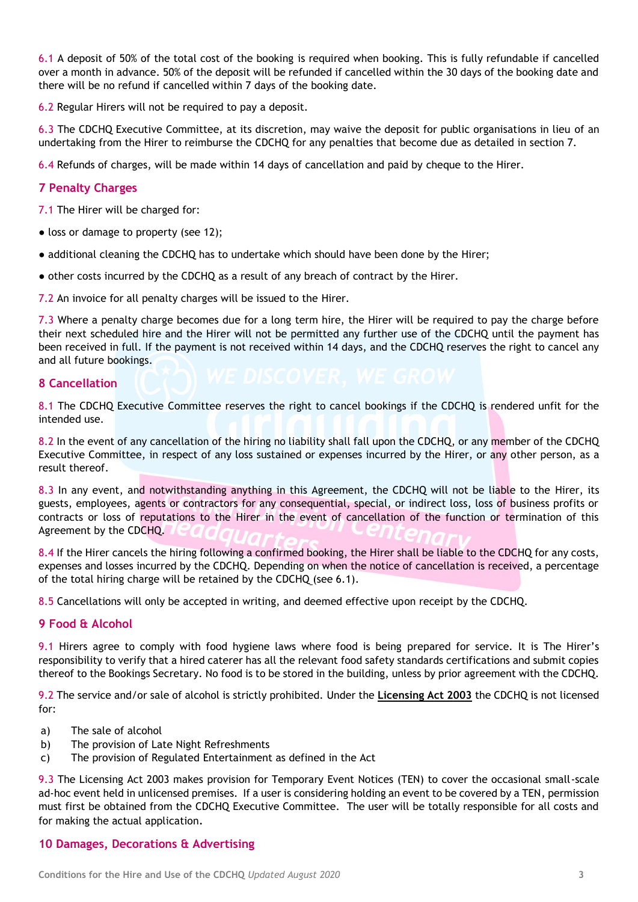6.1 A deposit of 50% of the total cost of the booking is required when booking. This is fully refundable if cancelled over a month in advance. 50% of the deposit will be refunded if cancelled within the 30 days of the booking date and there will be no refund if cancelled within 7 days of the booking date.

6.2 Regular Hirers will not be required to pay a deposit.

6.3 The CDCHQ Executive Committee, at its discretion, may waive the deposit for public organisations in lieu of an undertaking from the Hirer to reimburse the CDCHQ for any penalties that become due as detailed in section 7.

6.4 Refunds of charges, will be made within 14 days of cancellation and paid by cheque to the Hirer.

## 7 Penalty Charges

7.1 The Hirer will be charged for:

- loss or damage to property (see 12);
- additional cleaning the CDCHQ has to undertake which should have been done by the Hirer;
- other costs incurred by the CDCHQ as a result of any breach of contract by the Hirer.

7.2 An invoice for all penalty charges will be issued to the Hirer.

7.3 Where a penalty charge becomes due for a long term hire, the Hirer will be required to pay the charge before their next scheduled hire and the Hirer will not be permitted any further use of the CDCHQ until the payment has been received in full. If the payment is not received within 14 days, and the CDCHQ reserves the right to cancel any and all future bookings.

## 8 Cancellation

8.1 The CDCHQ Executive Committee reserves the right to cancel bookings if the CDCHQ is rendered unfit for the intended use.

8.2 In the event of any cancellation of the hiring no liability shall fall upon the CDCHQ, or any member of the CDCHQ Executive Committee, in respect of any loss sustained or expenses incurred by the Hirer, or any other person, as a result thereof.

8.3 In any event, and notwithstanding anything in this Agreement, the CDCHQ will not be liable to the Hirer, its guests, employees, agents or contractors for any consequential, special, or indirect loss, loss of business profits or contracts or loss of reputations to the Hirer in the event of cancellation of the function or termination of this Agreement by the CDCHQ.

8.4 If the Hirer cancels the hiring following a confirmed booking, the Hirer shall be liable to the CDCHQ for any costs, expenses and losses incurred by the CDCHQ. Depending on when the notice of cancellation is received, a percentage of the total hiring charge will be retained by the CDCHQ (see 6.1).

8.5 Cancellations will only be accepted in writing, and deemed effective upon receipt by the CDCHQ.

## 9 Food & Alcohol

9.1 Hirers agree to comply with food hygiene laws where food is being prepared for service. It is The Hirer's responsibility to verify that a hired caterer has all the relevant food safety standards certifications and submit copies thereof to the Bookings Secretary. No food is to be stored in the building, unless by prior agreement with the CDCHQ.

9.2 The service and/or sale of alcohol is strictly prohibited. Under the **Licensing Act 2003** the CDCHQ is not licensed for:

a) The sale of alcohol
b) The provision of Late Night Refreshments
c) The provision of Regulated Entertainment as defined in the Act

9.3 The Licensing Act 2003 makes provision for Temporary Event Notices (TEN) to cover the occasional small-scale ad-hoc event held in unlicensed premises. If a user is considering holding an event to be covered by a TEN, permission must first be obtained from the CDCHQ Executive Committee. The user will be totally responsible for all costs and for making the actual application.

## 10 Damages, Decorations & Advertising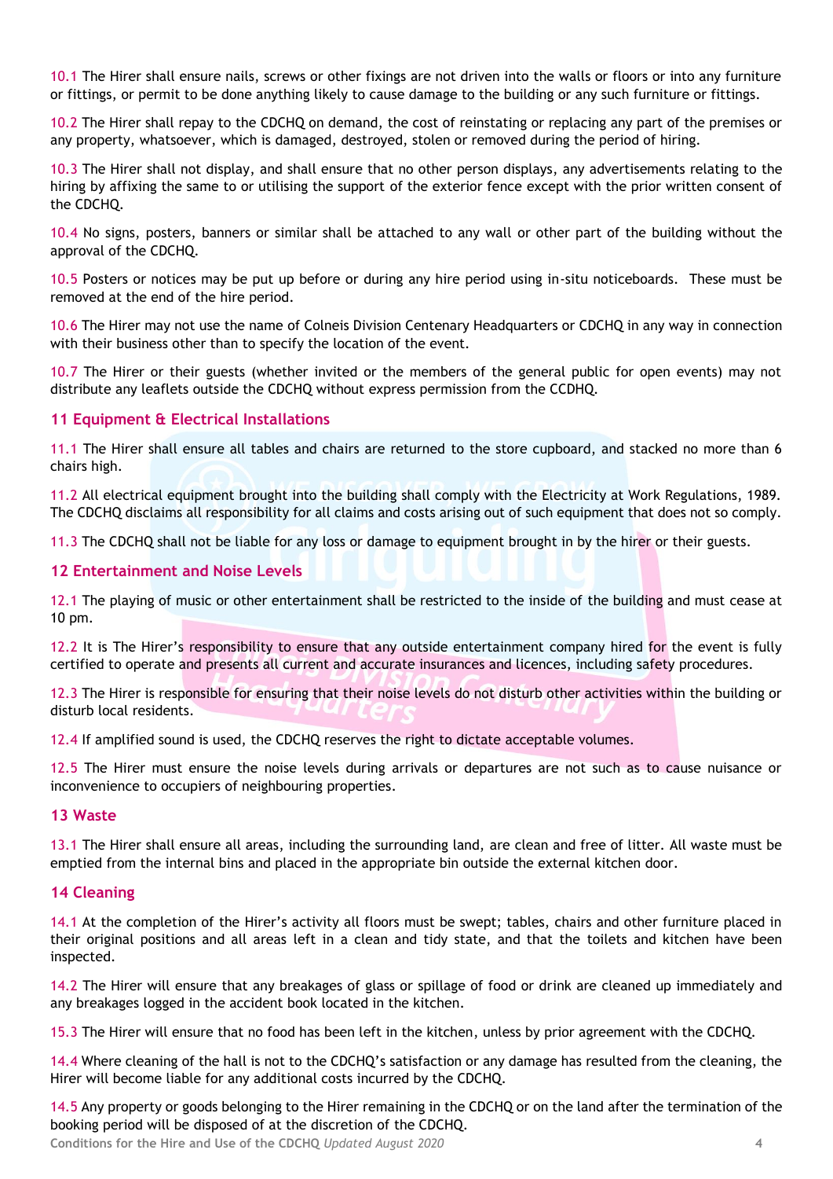10.1 The Hirer shall ensure nails, screws or other fixings are not driven into the walls or floors or into any furniture or fittings, or permit to be done anything likely to cause damage to the building or any such furniture or fittings.

10.2 The Hirer shall repay to the CDCHQ on demand, the cost of reinstating or replacing any part of the premises or any property, whatsoever, which is damaged, destroyed, stolen or removed during the period of hiring.

10.3 The Hirer shall not display, and shall ensure that no other person displays, any advertisements relating to the hiring by affixing the same to or utilising the support of the exterior fence except with the prior written consent of the CDCHQ.

10.4 No signs, posters, banners or similar shall be attached to any wall or other part of the building without the approval of the CDCHQ.

10.5 Posters or notices may be put up before or during any hire period using in-situ noticeboards. These must be removed at the end of the hire period.

10.6 The Hirer may not use the name of Colneis Division Centenary Headquarters or CDCHQ in any way in connection with their business other than to specify the location of the event.

10.7 The Hirer or their guests (whether invited or the members of the general public for open events) may not distribute any leaflets outside the CDCHQ without express permission from the CCDHQ.

## 11 Equipment & Electrical Installations

11.1 The Hirer shall ensure all tables and chairs are returned to the store cupboard, and stacked no more than 6 chairs high.

11.2 All electrical equipment brought into the building shall comply with the Electricity at Work Regulations, 1989. The CDCHQ disclaims all responsibility for all claims and costs arising out of such equipment that does not so comply.

11.3 The CDCHQ shall not be liable for any loss or damage to equipment brought in by the hirer or their guests.

## 12 Entertainment and Noise Levels

12.1 The playing of music or other entertainment shall be restricted to the inside of the building and must cease at 10 pm.

12.2 It is The Hirer's responsibility to ensure that any outside entertainment company hired for the event is fully certified to operate and presents all current and accurate insurances and licences, including safety procedures.

12.3 The Hirer is responsible for ensuring that their noise levels do not disturb other activities within the building or disturb local residents.

12.4 If amplified sound is used, the CDCHQ reserves the right to dictate acceptable volumes.

12.5 The Hirer must ensure the noise levels during arrivals or departures are not such as to cause nuisance or inconvenience to occupiers of neighbouring properties.

## 13 Waste

13.1 The Hirer shall ensure all areas, including the surrounding land, are clean and free of litter. All waste must be emptied from the internal bins and placed in the appropriate bin outside the external kitchen door.

## 14 Cleaning

14.1 At the completion of the Hirer's activity all floors must be swept; tables, chairs and other furniture placed in their original positions and all areas left in a clean and tidy state, and that the toilets and kitchen have been inspected.

14.2 The Hirer will ensure that any breakages of glass or spillage of food or drink are cleaned up immediately and any breakages logged in the accident book located in the kitchen.

15.3 The Hirer will ensure that no food has been left in the kitchen, unless by prior agreement with the CDCHQ.

14.4 Where cleaning of the hall is not to the CDCHQ's satisfaction or any damage has resulted from the cleaning, the Hirer will become liable for any additional costs incurred by the CDCHQ.

14.5 Any property or goods belonging to the Hirer remaining in the CDCHQ or on the land after the termination of the booking period will be disposed of at the discretion of the CDCHQ.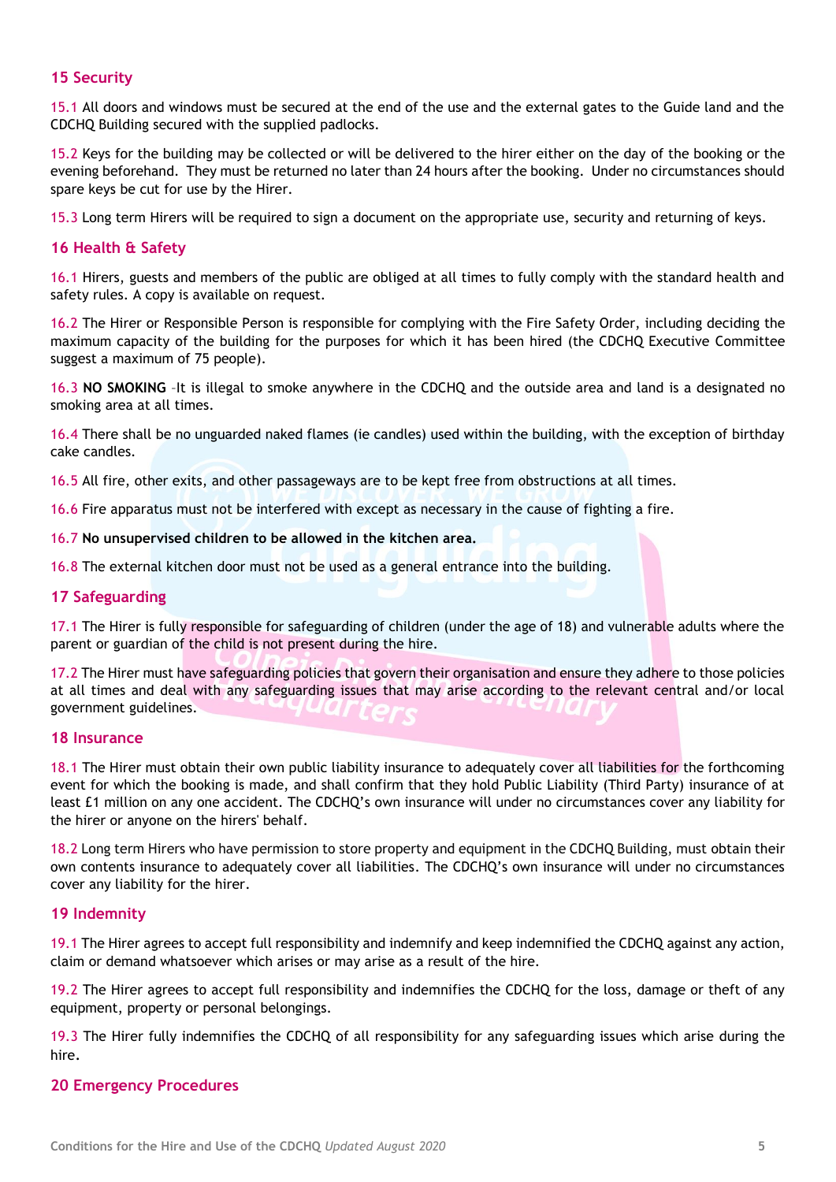## 15 Security

15.1 All doors and windows must be secured at the end of the use and the external gates to the Guide land and the CDCHQ Building secured with the supplied padlocks.

15.2 Keys for the building may be collected or will be delivered to the hirer either on the day of the booking or the evening beforehand. They must be returned no later than 24 hours after the booking. Under no circumstances should spare keys be cut for use by the Hirer.

15.3 Long term Hirers will be required to sign a document on the appropriate use, security and returning of keys.

## 16 Health & Safety

16.1 Hirers, guests and members of the public are obliged at all times to fully comply with the standard health and safety rules. A copy is available on request.

16.2 The Hirer or Responsible Person is responsible for complying with the Fire Safety Order, including deciding the maximum capacity of the building for the purposes for which it has been hired (the CDCHQ Executive Committee suggest a maximum of 75 people).

16.3 **NO SMOKING** –It is illegal to smoke anywhere in the CDCHQ and the outside area and land is a designated no smoking area at all times.

16.4 There shall be no unguarded naked flames (ie candles) used within the building, with the exception of birthday cake candles.

16.5 All fire, other exits, and other passageways are to be kept free from obstructions at all times.

16.6 Fire apparatus must not be interfered with except as necessary in the cause of fighting a fire.

16.7 **No unsupervised children to be allowed in the kitchen area.**

16.8 The external kitchen door must not be used as a general entrance into the building.

## 17 Safeguarding

17.1 The Hirer is fully responsible for safeguarding of children (under the age of 18) and vulnerable adults where the parent or guardian of the child is not present during the hire.

17.2 The Hirer must have safeguarding policies that govern their organisation and ensure they adhere to those policies at all times and deal with any safeguarding issues that may arise according to the relevant central and/or local government guidelines.

## 18 Insurance

18.1 The Hirer must obtain their own public liability insurance to adequately cover all liabilities for the forthcoming event for which the booking is made, and shall confirm that they hold Public Liability (Third Party) insurance of at least £1 million on any one accident. The CDCHQ's own insurance will under no circumstances cover any liability for the hirer or anyone on the hirers' behalf.

18.2 Long term Hirers who have permission to store property and equipment in the CDCHQ Building, must obtain their own contents insurance to adequately cover all liabilities. The CDCHQ's own insurance will under no circumstances cover any liability for the hirer.

## 19 Indemnity

19.1 The Hirer agrees to accept full responsibility and indemnify and keep indemnified the CDCHQ against any action, claim or demand whatsoever which arises or may arise as a result of the hire.

19.2 The Hirer agrees to accept full responsibility and indemnifies the CDCHQ for the loss, damage or theft of any equipment, property or personal belongings.

19.3 The Hirer fully indemnifies the CDCHQ of all responsibility for any safeguarding issues which arise during the hire.

## 20 Emergency Procedures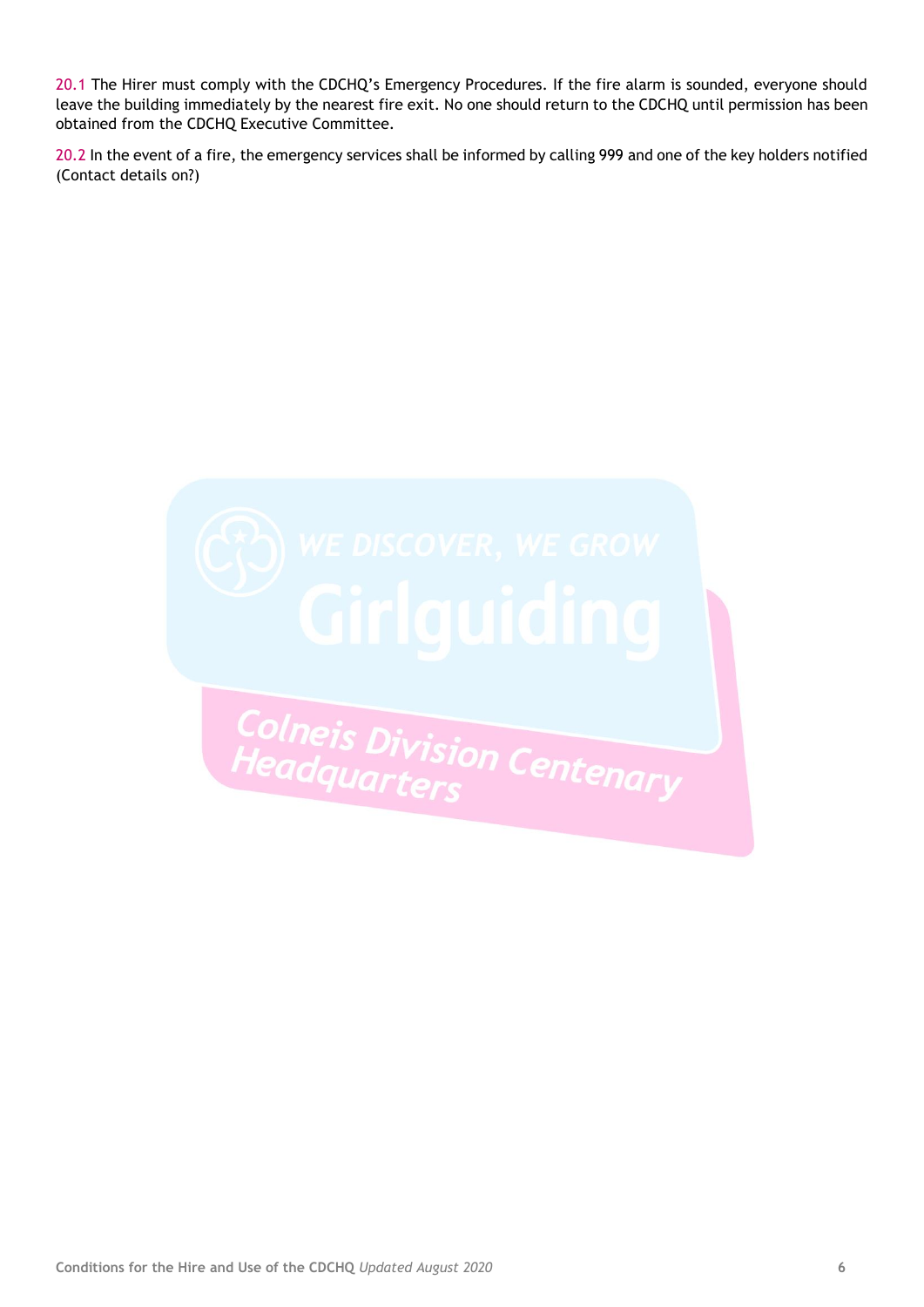20.1 The Hirer must comply with the CDCHQ's Emergency Procedures. If the fire alarm is sounded, everyone should leave the building immediately by the nearest fire exit. No one should return to the CDCHQ until permission has been obtained from the CDCHQ Executive Committee.

20.2 In the event of a fire, the emergency services shall be informed by calling 999 and one of the key holders notified (Contact details on?)